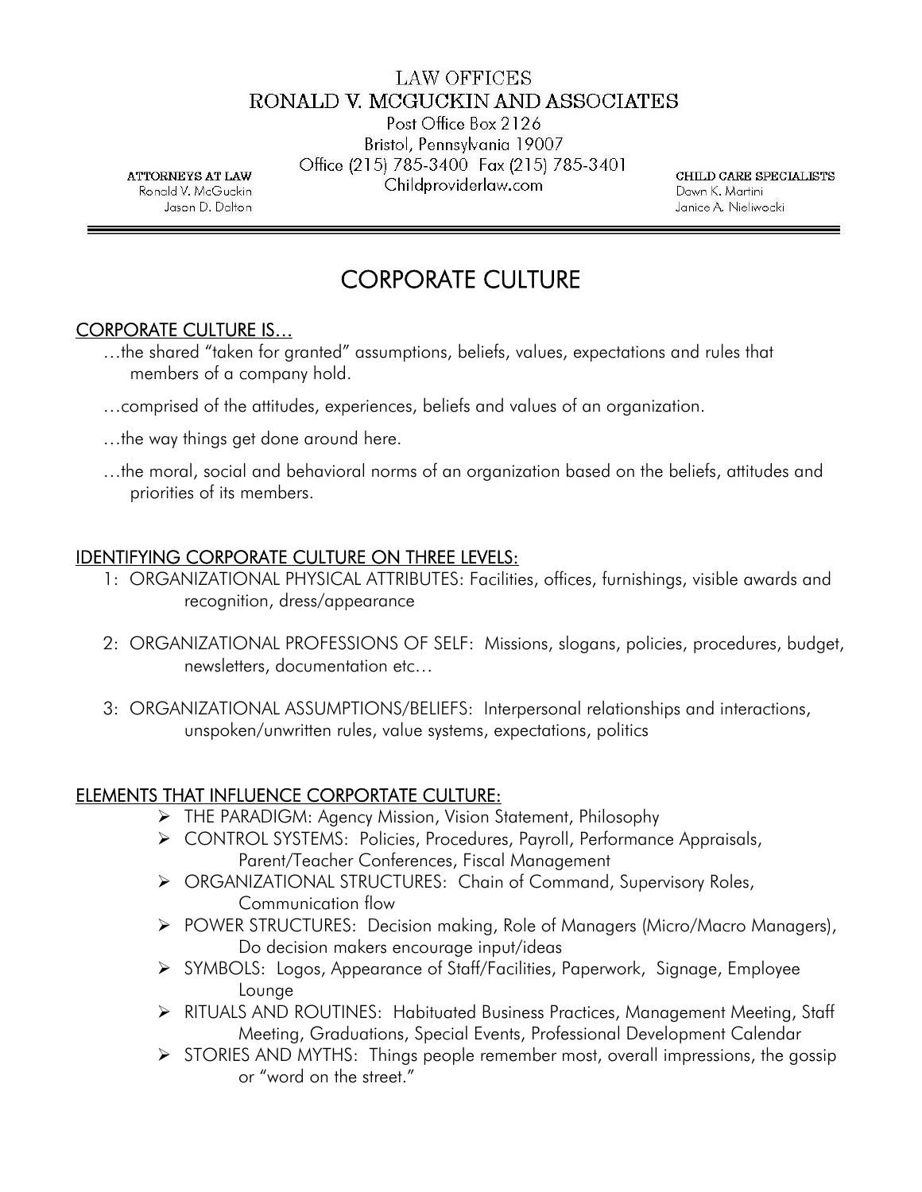LAW OFFICES
RONALD V. MCGUCKIN AND ASSOCIATES
Post Office Box 2126
Bristol, Pennsylvania 19007
Office (215) 785-3400 Fax (215) 785-3401
Childproviderlaw.com

**ATTORNEYS AT LAW**
Ronald V. McGuckin
Jason D. Dalton

**CHILD CARE SPECIALISTS**
Dawn K. Martini
Janice A. Nieliwocki

# CORPORATE CULTURE

## CORPORATE CULTURE IS…

…the shared "taken for granted" assumptions, beliefs, values, expectations and rules that members of a company hold.

…comprised of the attitudes, experiences, beliefs and values of an organization.

…the way things get done around here.

…the moral, social and behavioral norms of an organization based on the beliefs, attitudes and priorities of its members.

## IDENTIFYING CORPORATE CULTURE ON THREE LEVELS:

1: ORGANIZATIONAL PHYSICAL ATTRIBUTES: Facilities, offices, furnishings, visible awards and recognition, dress/appearance

2: ORGANIZATIONAL PROFESSIONS OF SELF: Missions, slogans, policies, procedures, budget, newsletters, documentation etc…

3: ORGANIZATIONAL ASSUMPTIONS/BELIEFS: Interpersonal relationships and interactions, unspoken/unwritten rules, value systems, expectations, politics

## ELEMENTS THAT INFLUENCE CORPORTATE CULTURE:

- THE PARADIGM: Agency Mission, Vision Statement, Philosophy
- CONTROL SYSTEMS: Policies, Procedures, Payroll, Performance Appraisals, Parent/Teacher Conferences, Fiscal Management
- ORGANIZATIONAL STRUCTURES: Chain of Command, Supervisory Roles, Communication flow
- POWER STRUCTURES: Decision making, Role of Managers (Micro/Macro Managers), Do decision makers encourage input/ideas
- SYMBOLS: Logos, Appearance of Staff/Facilities, Paperwork, Signage, Employee Lounge
- RITUALS AND ROUTINES: Habituated Business Practices, Management Meeting, Staff Meeting, Graduations, Special Events, Professional Development Calendar
- STORIES AND MYTHS: Things people remember most, overall impressions, the gossip or "word on the street."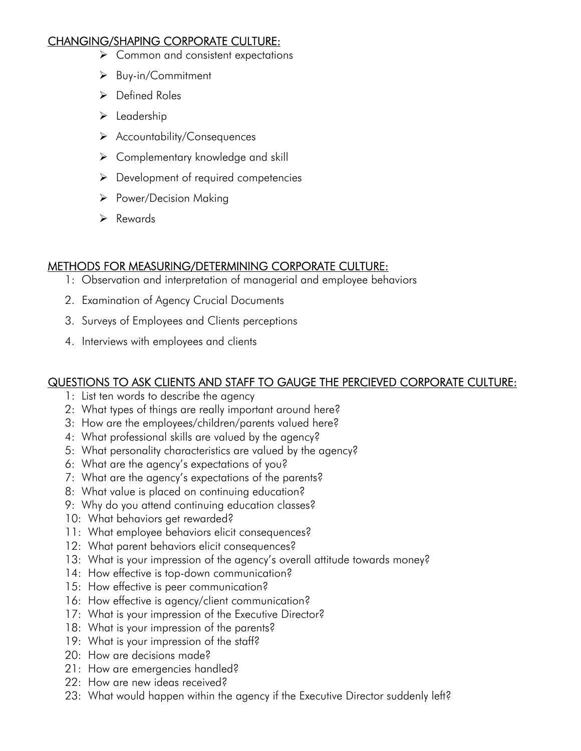## CHANGING/SHAPING CORPORATE CULTURE:

- Common and consistent expectations
- Buy-in/Commitment
- Defined Roles
- Leadership
- Accountability/Consequences
- Complementary knowledge and skill
- Development of required competencies
- Power/Decision Making
- Rewards

## METHODS FOR MEASURING/DETERMINING CORPORATE CULTURE:

1: Observation and interpretation of managerial and employee behaviors
2. Examination of Agency Crucial Documents
3. Surveys of Employees and Clients perceptions
4. Interviews with employees and clients

## QUESTIONS TO ASK CLIENTS AND STAFF TO GAUGE THE PERCIEVED CORPORATE CULTURE:

1: List ten words to describe the agency
2: What types of things are really important around here?
3: How are the employees/children/parents valued here?
4: What professional skills are valued by the agency?
5: What personality characteristics are valued by the agency?
6: What are the agency's expectations of you?
7: What are the agency's expectations of the parents?
8: What value is placed on continuing education?
9: Why do you attend continuing education classes?
10: What behaviors get rewarded?
11: What employee behaviors elicit consequences?
12: What parent behaviors elicit consequences?
13: What is your impression of the agency's overall attitude towards money?
14: How effective is top-down communication?
15: How effective is peer communication?
16: How effective is agency/client communication?
17: What is your impression of the Executive Director?
18: What is your impression of the parents?
19: What is your impression of the staff?
20: How are decisions made?
21: How are emergencies handled?
22: How are new ideas received?
23: What would happen within the agency if the Executive Director suddenly left?